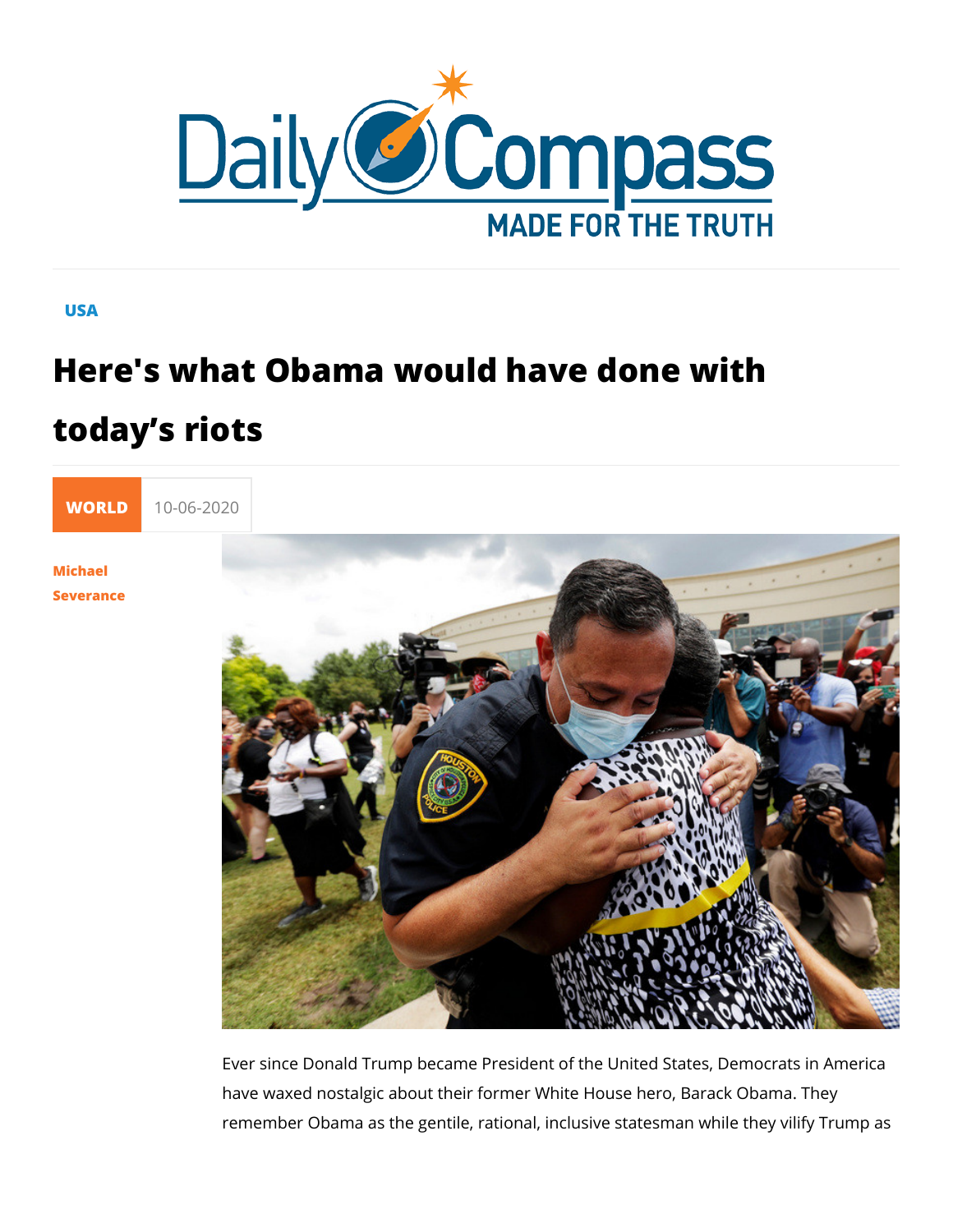USA

# Here's what Obama would have done with today's riots

WORLD 10-06-2020

Michael Severance

Ever since Donald Trump became President of the United States, Democrats in America have waxed nostalgic about their former White House hero, Barack Obama. They remember Obama as the gentile, rational, inclusive statesman while they vilify Trump as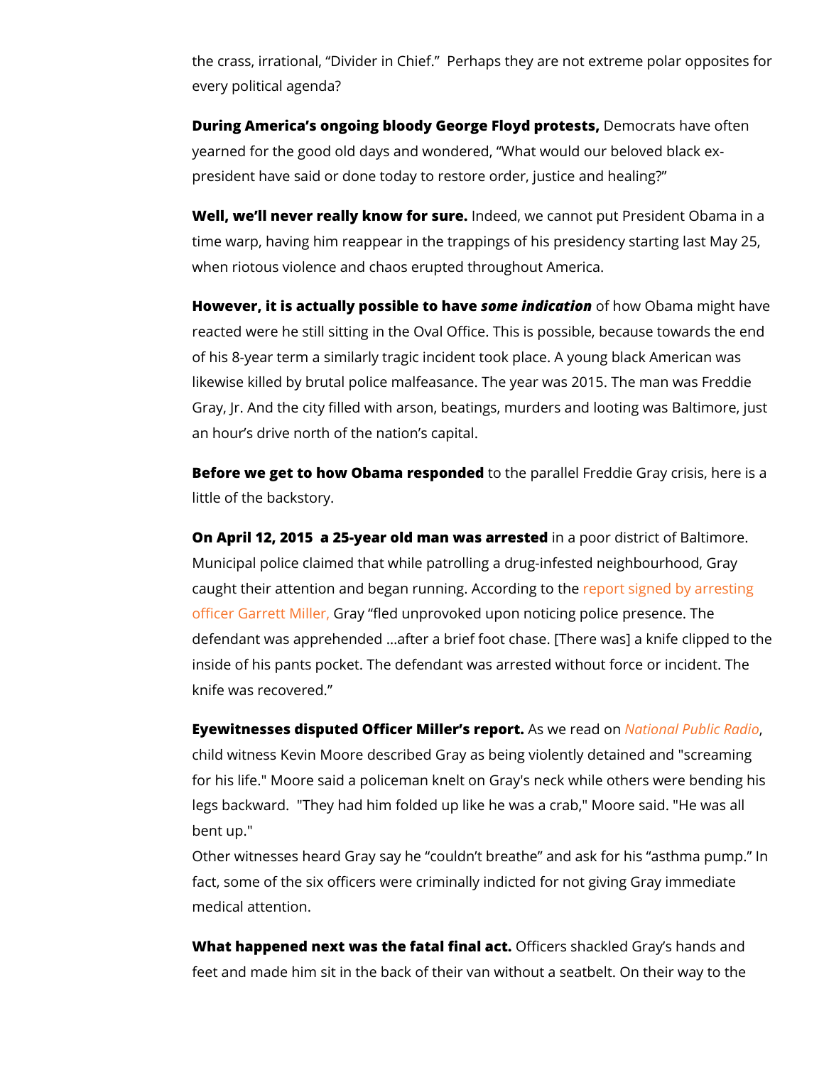the crass, irrational, "Divider in Chief." Perhaps they are not extreme polar opposites for every political agenda?

**During America's ongoing bloody George Floyd protests,** Democrats have often yearned for the good old days and wondered, "What would our beloved black ex-president have said or done today to restore order, justice and healing?"

**Well, we'll never really know for sure.** Indeed, we cannot put President Obama in a time warp, having him reappear in the trappings of his presidency starting last May 25, when riotous violence and chaos erupted throughout America.

**However, it is actually possible to have** ***some indication*** of how Obama might have reacted were he still sitting in the Oval Office. This is possible, because towards the end of his 8-year term a similarly tragic incident took place. A young black American was likewise killed by brutal police malfeasance. The year was 2015. The man was Freddie Gray, Jr. And the city filled with arson, beatings, murders and looting was Baltimore, just an hour's drive north of the nation's capital.

**Before we get to how Obama responded** to the parallel Freddie Gray crisis, here is a little of the backstory.

**On April 12, 2015 a 25-year old man was arrested** in a poor district of Baltimore. Municipal police claimed that while patrolling a drug-infested neighbourhood, Gray caught their attention and began running. According to the report signed by arresting officer Garrett Miller, Gray "fled unprovoked upon noticing police presence. The defendant was apprehended …after a brief foot chase. [There was] a knife clipped to the inside of his pants pocket. The defendant was arrested without force or incident. The knife was recovered."

**Eyewitnesses disputed Officer Miller's report.** As we read on *National Public Radio*, child witness Kevin Moore described Gray as being violently detained and "screaming for his life." Moore said a policeman knelt on Gray's neck while others were bending his legs backward. "They had him folded up like he was a crab," Moore said. "He was all bent up."
Other witnesses heard Gray say he "couldn't breathe" and ask for his "asthma pump." In fact, some of the six officers were criminally indicted for not giving Gray immediate medical attention.

**What happened next was the fatal final act.** Officers shackled Gray's hands and feet and made him sit in the back of their van without a seatbelt. On their way to the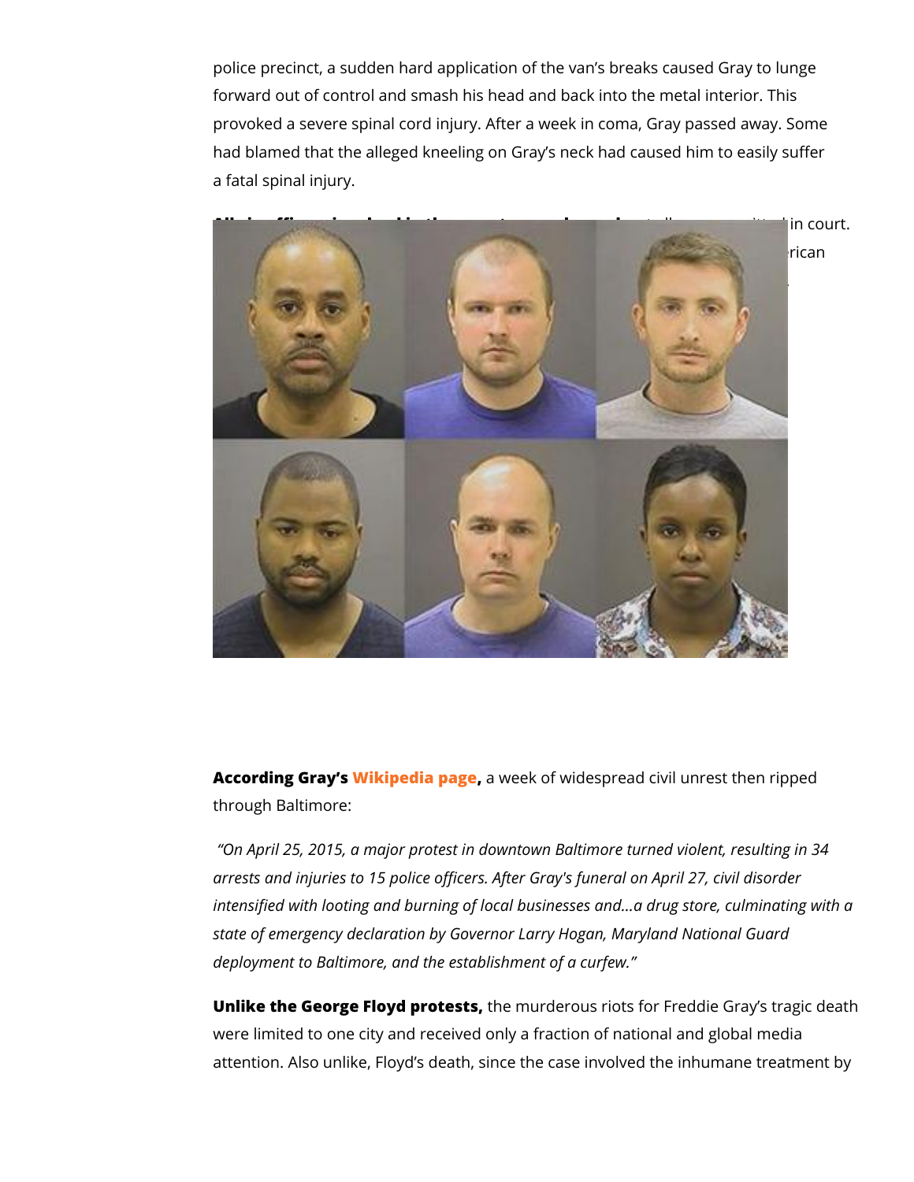police precinct, a sudden hard application of the van's breaks caused Gray to lunge forward out of control and smash his head and back into the metal interior. This provoked a severe spinal cord injury. After a week in coma, Gray passed away. Some had blamed that the alleged kneeling on Gray's neck had caused him to easily suffer a fatal spinal injury.

... in court. ...rican

**According Gray's Wikipedia page,** a week of widespread civil unrest then ripped through Baltimore:

*"On April 25, 2015, a major protest in downtown Baltimore turned violent, resulting in 34 arrests and injuries to 15 police officers. After Gray's funeral on April 27, civil disorder intensified with looting and burning of local businesses and...a drug store, culminating with a state of emergency declaration by Governor Larry Hogan, Maryland National Guard deployment to Baltimore, and the establishment of a curfew."*

**Unlike the George Floyd protests,** the murderous riots for Freddie Gray's tragic death were limited to one city and received only a fraction of national and global media attention. Also unlike, Floyd's death, since the case involved the inhumane treatment by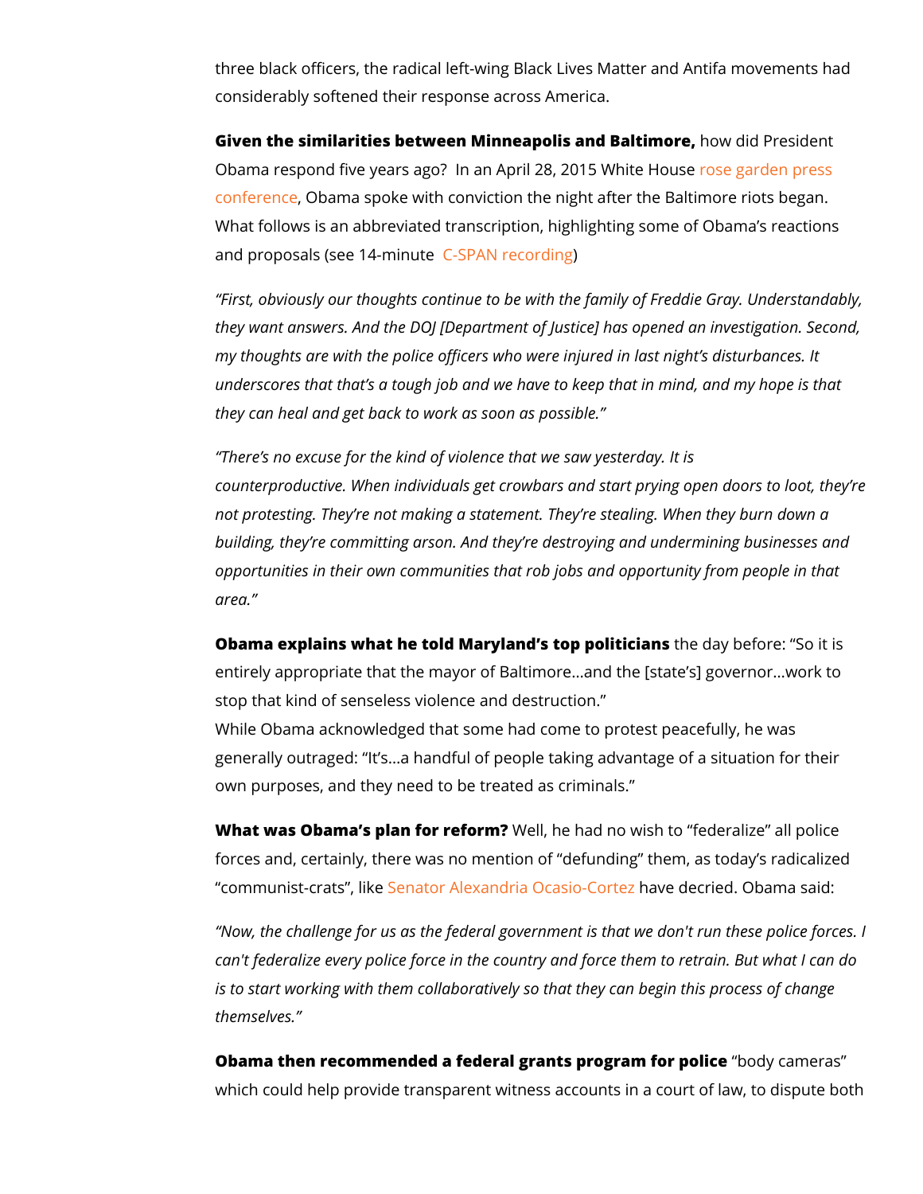three black officers, the radical left-wing Black Lives Matter and Antifa movements had considerably softened their response across America.

**Given the similarities between Minneapolis and Baltimore,** how did President Obama respond five years ago? In an April 28, 2015 White House rose garden press conference, Obama spoke with conviction the night after the Baltimore riots began. What follows is an abbreviated transcription, highlighting some of Obama's reactions and proposals (see 14-minute C-SPAN recording)

*"First, obviously our thoughts continue to be with the family of Freddie Gray. Understandably, they want answers. And the DOJ [Department of Justice] has opened an investigation. Second, my thoughts are with the police officers who were injured in last night's disturbances. It underscores that that's a tough job and we have to keep that in mind, and my hope is that they can heal and get back to work as soon as possible."*

*"There's no excuse for the kind of violence that we saw yesterday. It is counterproductive. When individuals get crowbars and start prying open doors to loot, they're not protesting. They're not making a statement. They're stealing. When they burn down a building, they're committing arson. And they're destroying and undermining businesses and opportunities in their own communities that rob jobs and opportunity from people in that area."*

**Obama explains what he told Maryland's top politicians** the day before: "So it is entirely appropriate that the mayor of Baltimore…and the [state's] governor…work to stop that kind of senseless violence and destruction."
While Obama acknowledged that some had come to protest peacefully, he was generally outraged: "It's…a handful of people taking advantage of a situation for their own purposes, and they need to be treated as criminals."

**What was Obama's plan for reform?** Well, he had no wish to "federalize" all police forces and, certainly, there was no mention of "defunding" them, as today's radicalized "communist-crats", like Senator Alexandria Ocasio-Cortez have decried. Obama said:

*"Now, the challenge for us as the federal government is that we don't run these police forces. I can't federalize every police force in the country and force them to retrain. But what I can do is to start working with them collaboratively so that they can begin this process of change themselves."*

**Obama then recommended a federal grants program for police** "body cameras" which could help provide transparent witness accounts in a court of law, to dispute both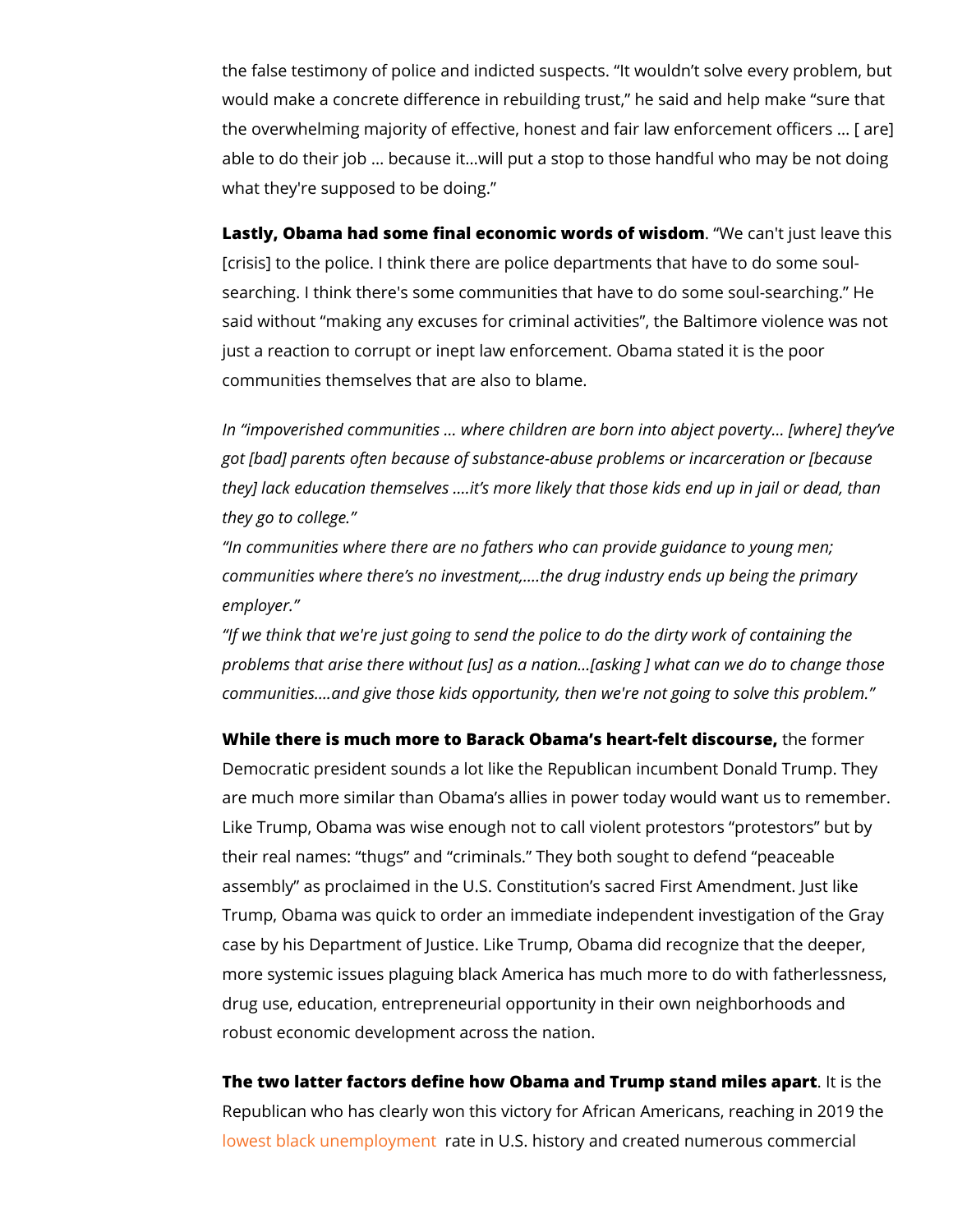the false testimony of police and indicted suspects. "It wouldn't solve every problem, but would make a concrete difference in rebuilding trust," he said and help make "sure that the overwhelming majority of effective, honest and fair law enforcement officers ... [ are] able to do their job ... because it...will put a stop to those handful who may be not doing what they're supposed to be doing."

**Lastly, Obama had some final economic words of wisdom**. "We can't just leave this [crisis] to the police. I think there are police departments that have to do some soul-searching. I think there's some communities that have to do some soul-searching." He said without "making any excuses for criminal activities", the Baltimore violence was not just a reaction to corrupt or inept law enforcement. Obama stated it is the poor communities themselves that are also to blame.

*In "impoverished communities ... where children are born into abject poverty... [where] they've got [bad] parents often because of substance-abuse problems or incarceration or [because they] lack education themselves ....it's more likely that those kids end up in jail or dead, than they go to college."*

*"In communities where there are no fathers who can provide guidance to young men; communities where there's no investment,....the drug industry ends up being the primary employer."*

*"If we think that we're just going to send the police to do the dirty work of containing the problems that arise there without [us] as a nation...[asking ] what can we do to change those communities....and give those kids opportunity, then we're not going to solve this problem."*

**While there is much more to Barack Obama's heart-felt discourse,** the former Democratic president sounds a lot like the Republican incumbent Donald Trump. They are much more similar than Obama's allies in power today would want us to remember. Like Trump, Obama was wise enough not to call violent protestors "protestors" but by their real names: "thugs" and "criminals." They both sought to defend "peaceable assembly" as proclaimed in the U.S. Constitution's sacred First Amendment. Just like Trump, Obama was quick to order an immediate independent investigation of the Gray case by his Department of Justice. Like Trump, Obama did recognize that the deeper, more systemic issues plaguing black America has much more to do with fatherlessness, drug use, education, entrepreneurial opportunity in their own neighborhoods and robust economic development across the nation.

**The two latter factors define how Obama and Trump stand miles apart**. It is the Republican who has clearly won this victory for African Americans, reaching in 2019 the lowest black unemployment rate in U.S. history and created numerous commercial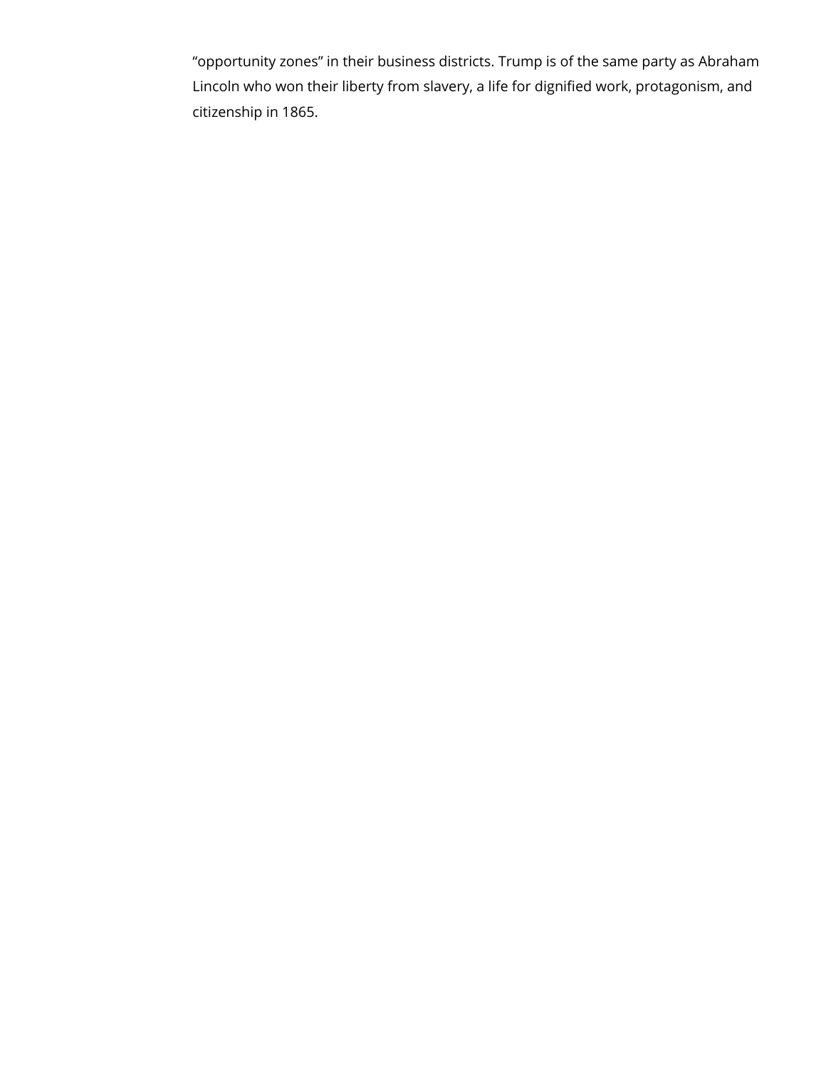"opportunity zones" in their business districts. Trump is of the same party as Abraham Lincoln who won their liberty from slavery, a life for dignified work, protagonism, and citizenship in 1865.